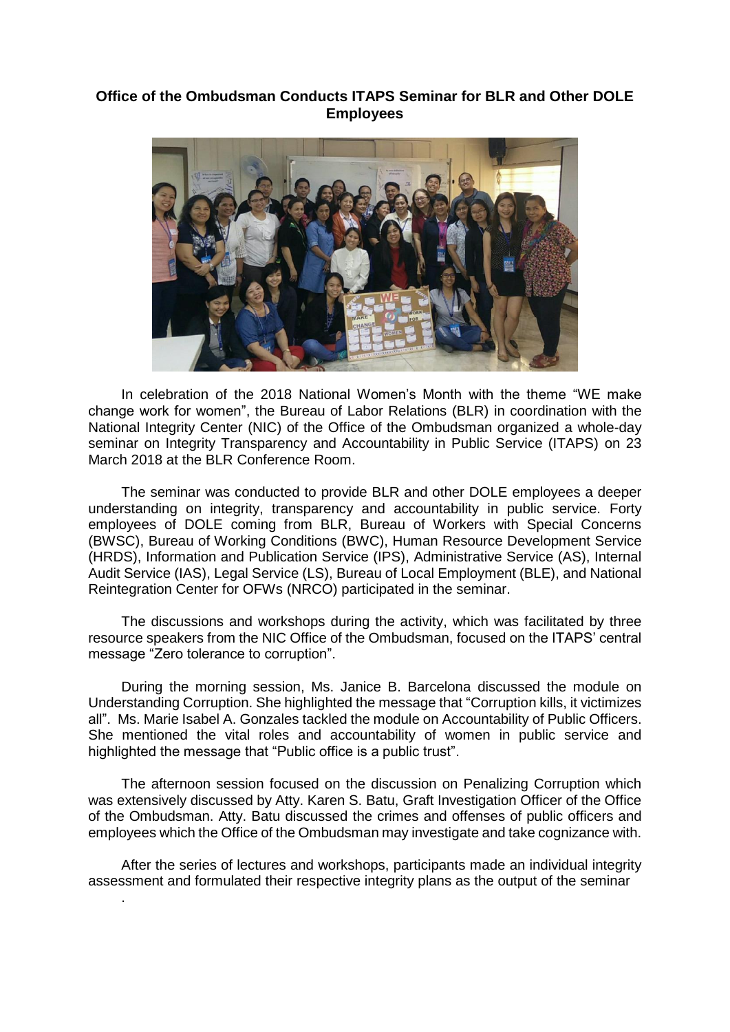# Office of the Ombudsman Conducts ITAPS Seminar for BLR and Other DOLE Employees

In celebration of the 2018 National Women's Month with the theme "WE make change work for women", the Bureau of Labor Relations (BLR) in coordination with the National Integrity Center (NIC) of the Office of the Ombudsman organized a whole-day seminar on Integrity Transparency and Accountability in Public Service (ITAPS) on 23 March 2018 at the BLR Conference Room.

The seminar was conducted to provide BLR and other DOLE employees a deeper understanding on integrity, transparency and accountability in public service. Forty employees of DOLE coming from BLR, Bureau of Workers with Special Concerns (BWSC), Bureau of Working Conditions (BWC), Human Resource Development Service (HRDS), Information and Publication Service (IPS), Administrative Service (AS), Internal Audit Service (IAS), Legal Service (LS), Bureau of Local Employment (BLE), and National Reintegration Center for OFWs (NRCO) participated in the seminar.

The discussions and workshops during the activity, which was facilitated by three resource speakers from the NIC Office of the Ombudsman, focused on the ITAPS' central message "Zero tolerance to corruption".

During the morning session, Ms. Janice B. Barcelona discussed the module on Understanding Corruption. She highlighted the message that "Corruption kills, it victimizes all". Ms. Marie Isabel A. Gonzales tackled the module on Accountability of Public Officers. She mentioned the vital roles and accountability of women in public service and highlighted the message that "Public office is a public trust".

The afternoon session focused on the discussion on Penalizing Corruption which was extensively discussed by Atty. Karen S. Batu, Graft Investigation Officer of the Office of the Ombudsman. Atty. Batu discussed the crimes and offenses of public officers and employees which the Office of the Ombudsman may investigate and take cognizance with.

After the series of lectures and workshops, participants made an individual integrity assessment and formulated their respective integrity plans as the output of the seminar

.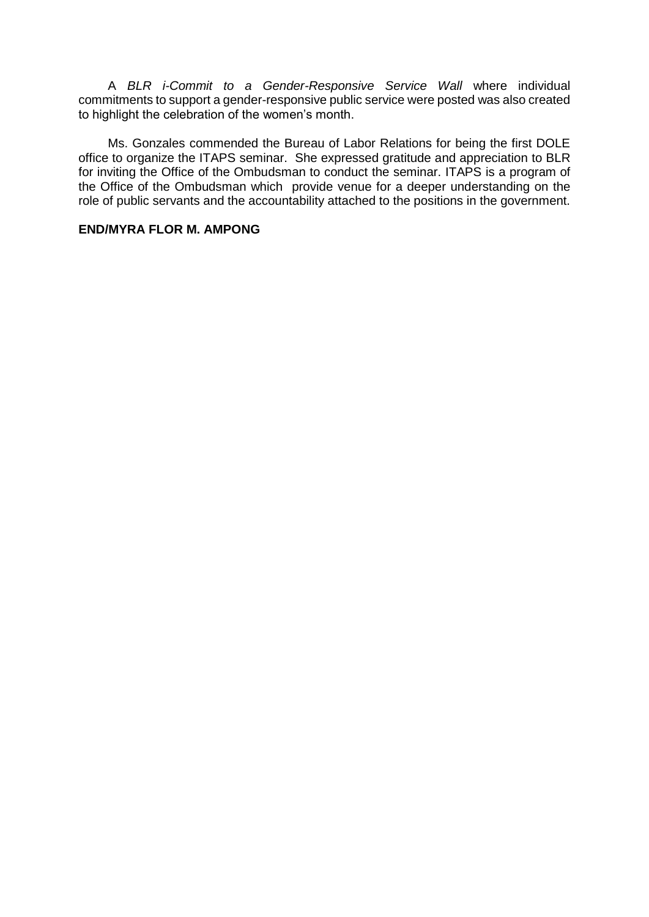A *BLR i-Commit to a Gender-Responsive Service Wall* where individual commitments to support a gender-responsive public service were posted was also created to highlight the celebration of the women's month.

Ms. Gonzales commended the Bureau of Labor Relations for being the first DOLE office to organize the ITAPS seminar. She expressed gratitude and appreciation to BLR for inviting the Office of the Ombudsman to conduct the seminar. ITAPS is a program of the Office of the Ombudsman which provide venue for a deeper understanding on the role of public servants and the accountability attached to the positions in the government.

**END/MYRA FLOR M. AMPONG**